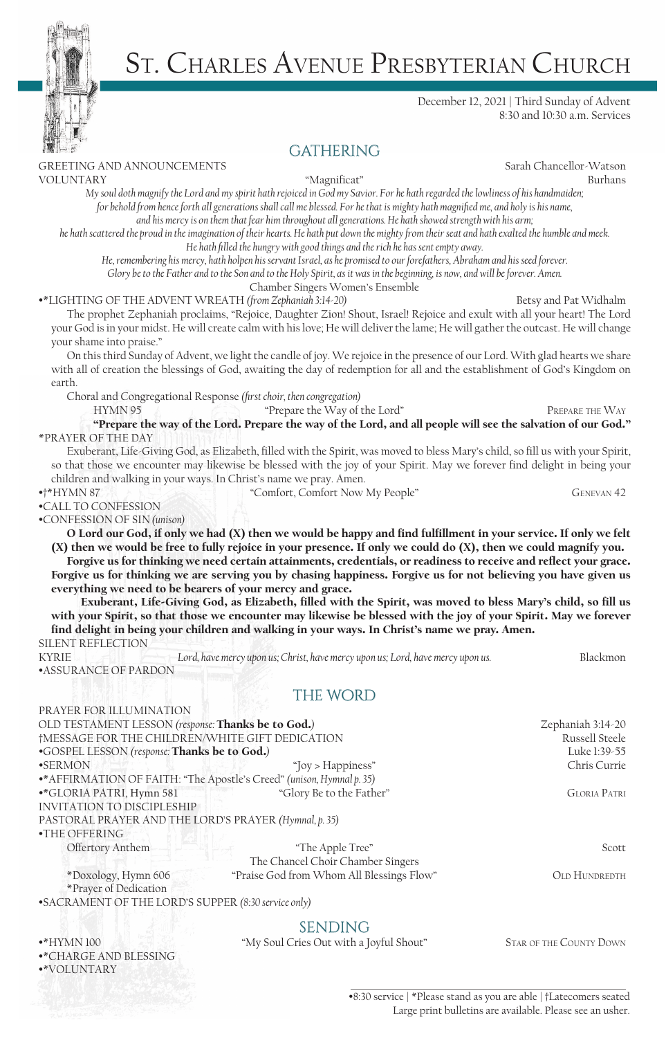# St. Charles Avenue Presbyterian Church

December 12, 2021 | Third Sunday of Advent
8:30 and 10:30 a.m. Services

## GATHERING

GREETING AND ANNOUNCEMENTS — Sarah Chancellor-Watson

VOLUNTARY — "Magnificat" — Burhans

*My soul doth magnify the Lord and my spirit hath rejoiced in God my Savior. For he hath regarded the lowliness of his handmaiden; for behold from hence forth all generations shall call me blessed. For he that is mighty hath magnified me, and holy is his name, and his mercy is on them that fear him throughout all generations. He hath showed strength with his arm; he hath scattered the proud in the imagination of their hearts. He hath put down the mighty from their seat and hath exalted the humble and meek. He hath filled the hungry with good things and the rich he has sent empty away. He, remembering his mercy, hath holpen his servant Israel, as he promised to our forefathers, Abraham and his seed forever. Glory be to the Father and to the Son and to the Holy Spirit, as it was in the beginning, is now, and will be forever. Amen.*

Chamber Singers Women's Ensemble

•*LIGHTING OF THE ADVENT WREATH *(from Zephaniah 3:14-20)* — Betsy and Pat Widhalm

The prophet Zephaniah proclaims, "Rejoice, Daughter Zion! Shout, Israel! Rejoice and exult with all your heart! The Lord your God is in your midst. He will create calm with his love; He will deliver the lame; He will gather the outcast. He will change your shame into praise."

On this third Sunday of Advent, we light the candle of joy. We rejoice in the presence of our Lord. With glad hearts we share with all of creation the blessings of God, awaiting the day of redemption for all and the establishment of God's Kingdom on earth.

Choral and Congregational Response *(first choir, then congregation)*

HYMN 95 — "Prepare the Way of the Lord" — Prepare the Way

**"Prepare the way of the Lord. Prepare the way of the Lord, and all people will see the salvation of our God."**

*PRAYER OF THE DAY

Exuberant, Life-Giving God, as Elizabeth, filled with the Spirit, was moved to bless Mary's child, so fill us with your Spirit, so that those we encounter may likewise be blessed with the joy of your Spirit. May we forever find delight in being your children and walking in your ways. In Christ's name we pray. Amen.

•†*HYMN 87 — "Comfort, Comfort Now My People" — Genevan 42

•CALL TO CONFESSION

•CONFESSION OF SIN *(unison)*

**O Lord our God, if only we had (X) then we would be happy and find fulfillment in your service. If only we felt (X) then we would be free to fully rejoice in your presence. If only we could do (X), then we could magnify you.**

**Forgive us for thinking we need certain attainments, credentials, or readiness to receive and reflect your grace. Forgive us for thinking we are serving you by chasing happiness. Forgive us for not believing you have given us everything we need to be bearers of your mercy and grace.**

**Exuberant, Life-Giving God, as Elizabeth, filled with the Spirit, was moved to bless Mary's child, so fill us with your Spirit, so that those we encounter may likewise be blessed with the joy of your Spirit. May we forever find delight in being your children and walking in your ways. In Christ's name we pray. Amen.**

SILENT REFLECTION

KYRIE — *Lord, have mercy upon us; Christ, have mercy upon us; Lord, have mercy upon us.* — Blackmon

•ASSURANCE OF PARDON

## THE WORD

PRAYER FOR ILLUMINATION

OLD TESTAMENT LESSON *(response:* **Thanks be to God.***)* — Zephaniah 3:14-20

†MESSAGE FOR THE CHILDREN/WHITE GIFT DEDICATION — Russell Steele

•GOSPEL LESSON *(response:* **Thanks be to God.***)* — Luke 1:39-55

•SERMON — "Joy > Happiness" — Chris Currie

•*AFFIRMATION OF FAITH: "The Apostle's Creed" *(unison, Hymnal p. 35)*

•*GLORIA PATRI, Hymn 581 — "Glory Be to the Father" — Gloria Patri

INVITATION TO DISCIPLESHIP

PASTORAL PRAYER AND THE LORD'S PRAYER *(Hymnal, p. 35)*

•THE OFFERING

Offertory Anthem — "The Apple Tree" — Scott
The Chancel Choir Chamber Singers

*Doxology, Hymn 606 — "Praise God from Whom All Blessings Flow" — Old Hundredth

*Prayer of Dedication

•SACRAMENT OF THE LORD'S SUPPER *(8:30 service only)*

## SENDING

•*HYMN 100 — "My Soul Cries Out with a Joyful Shout" — Star of the County Down

•*CHARGE AND BLESSING

•*VOLUNTARY

•8:30 service | *Please stand as you are able | †Latecomers seated
Large print bulletins are available. Please see an usher.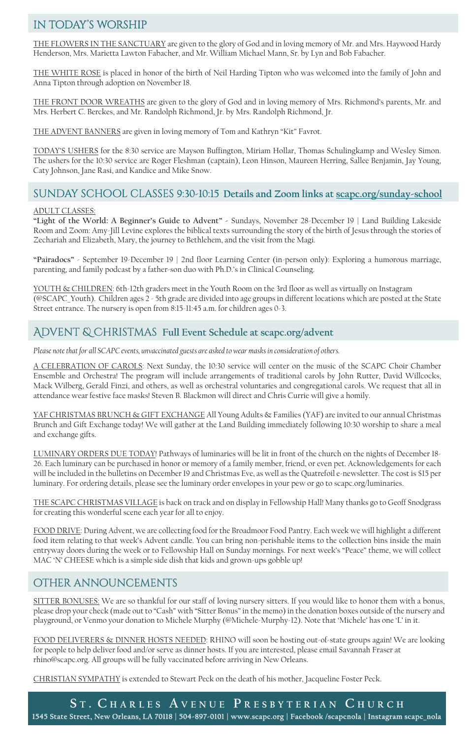## IN TODAY'S WORSHIP

THE FLOWERS IN THE SANCTUARY are given to the glory of God and in loving memory of Mr. and Mrs. Haywood Hardy Henderson, Mrs. Marietta Lawton Fabacher, and Mr. William Michael Mann, Sr. by Lyn and Bob Fabacher.

THE WHITE ROSE is placed in honor of the birth of Neil Harding Tipton who was welcomed into the family of John and Anna Tipton through adoption on November 18.

THE FRONT DOOR WREATHS are given to the glory of God and in loving memory of Mrs. Richmond's parents, Mr. and Mrs. Herbert C. Berckes, and Mr. Randolph Richmond, Jr. by Mrs. Randolph Richmond, Jr.

THE ADVENT BANNERS are given in loving memory of Tom and Kathryn "Kit" Favrot.

TODAY'S USHERS for the 8:30 service are Mayson Buffington, Miriam Hollar, Thomas Schulingkamp and Wesley Simon. The ushers for the 10:30 service are Roger Fleshman (captain), Leon Hinson, Maureen Herring, Sallee Benjamin, Jay Young, Caty Johnson, Jane Rasi, and Kandice and Mike Snow.

## SUNDAY SCHOOL CLASSES 9:30-10:15 **Details and Zoom links at scapc.org/sunday-school**

ADULT CLASSES:
**"Light of the World: A Beginner's Guide to Advent"** - Sundays, November 28-December 19 | Land Building Lakeside Room and Zoom: Amy-Jill Levine explores the biblical texts surrounding the story of the birth of Jesus through the stories of Zechariah and Elizabeth, Mary, the journey to Bethlehem, and the visit from the Magi.

**"Pairadocs"** - September 19-December 19 | 2nd floor Learning Center (in-person only): Exploring a humorous marriage, parenting, and family podcast by a father-son duo with Ph.D.'s in Clinical Counseling.

YOUTH & CHILDREN: 6th-12th graders meet in the Youth Room on the 3rd floor as well as virtually on Instagram (@SCAPC_Youth). Children ages 2 - 5th grade are divided into age groups in different locations which are posted at the State Street entrance. The nursery is open from 8:15-11:45 a.m. for children ages 0-3.

## ADVENT & CHRISTMAS **Full Event Schedule at scapc.org/advent**

*Please note that for all SCAPC events, unvaccinated guests are asked to wear masks in consideration of others.*

A CELEBRATION OF CAROLS: Next Sunday, the 10:30 service will center on the music of the SCAPC Choir Chamber Ensemble and Orchestra! The program will include arrangements of traditional carols by John Rutter, David Willcocks, Mack Wilberg, Gerald Finzi, and others, as well as orchestral voluntaries and congregational carols. We request that all in attendance wear festive face masks! Steven B. Blackmon will direct and Chris Currie will give a homily.

YAF CHRISTMAS BRUNCH & GIFT EXCHANGE All Young Adults & Families (YAF) are invited to our annual Christmas Brunch and Gift Exchange today! We will gather at the Land Building immediately following 10:30 worship to share a meal and exchange gifts.

LUMINARY ORDERS DUE TODAY! Pathways of luminaries will be lit in front of the church on the nights of December 18-26. Each luminary can be purchased in honor or memory of a family member, friend, or even pet. Acknowledgements for each will be included in the bulletins on December 19 and Christmas Eve, as well as the Quatrefoil e-newsletter. The cost is $15 per luminary. For ordering details, please see the luminary order envelopes in your pew or go to scapc.org/luminaries.

THE SCAPC CHRISTMAS VILLAGE is back on track and on display in Fellowship Hall! Many thanks go to Geoff Snodgrass for creating this wonderful scene each year for all to enjoy.

FOOD DRIVE: During Advent, we are collecting food for the Broadmoor Food Pantry. Each week we will highlight a different food item relating to that week's Advent candle. You can bring non-perishable items to the collection bins inside the main entryway doors during the week or to Fellowship Hall on Sunday mornings. For next week's "Peace" theme, we will collect MAC 'N' CHEESE which is a simple side dish that kids and grown-ups gobble up!

## OTHER ANNOUNCEMENTS

SITTER BONUSES: We are so thankful for our staff of loving nursery sitters. If you would like to honor them with a bonus, please drop your check (made out to "Cash" with "Sitter Bonus" in the memo) in the donation boxes outside of the nursery and playground, or Venmo your donation to Michele Murphy (@Michele-Murphy-12). Note that 'Michele' has one 'L' in it.

FOOD DELIVERERS & DINNER HOSTS NEEDED: RHINO will soon be hosting out-of-state groups again! We are looking for people to help deliver food and/or serve as dinner hosts. If you are interested, please email Savannah Fraser at rhino@scapc.org. All groups will be fully vaccinated before arriving in New Orleans.

CHRISTIAN SYMPATHY is extended to Stewart Peck on the death of his mother, Jacqueline Foster Peck.

**St. Charles Avenue Presbyterian Church**
1545 State Street, New Orleans, LA 70118 | 504-897-0101 | www.scapc.org | Facebook /scapcnola | Instagram scapc_nola